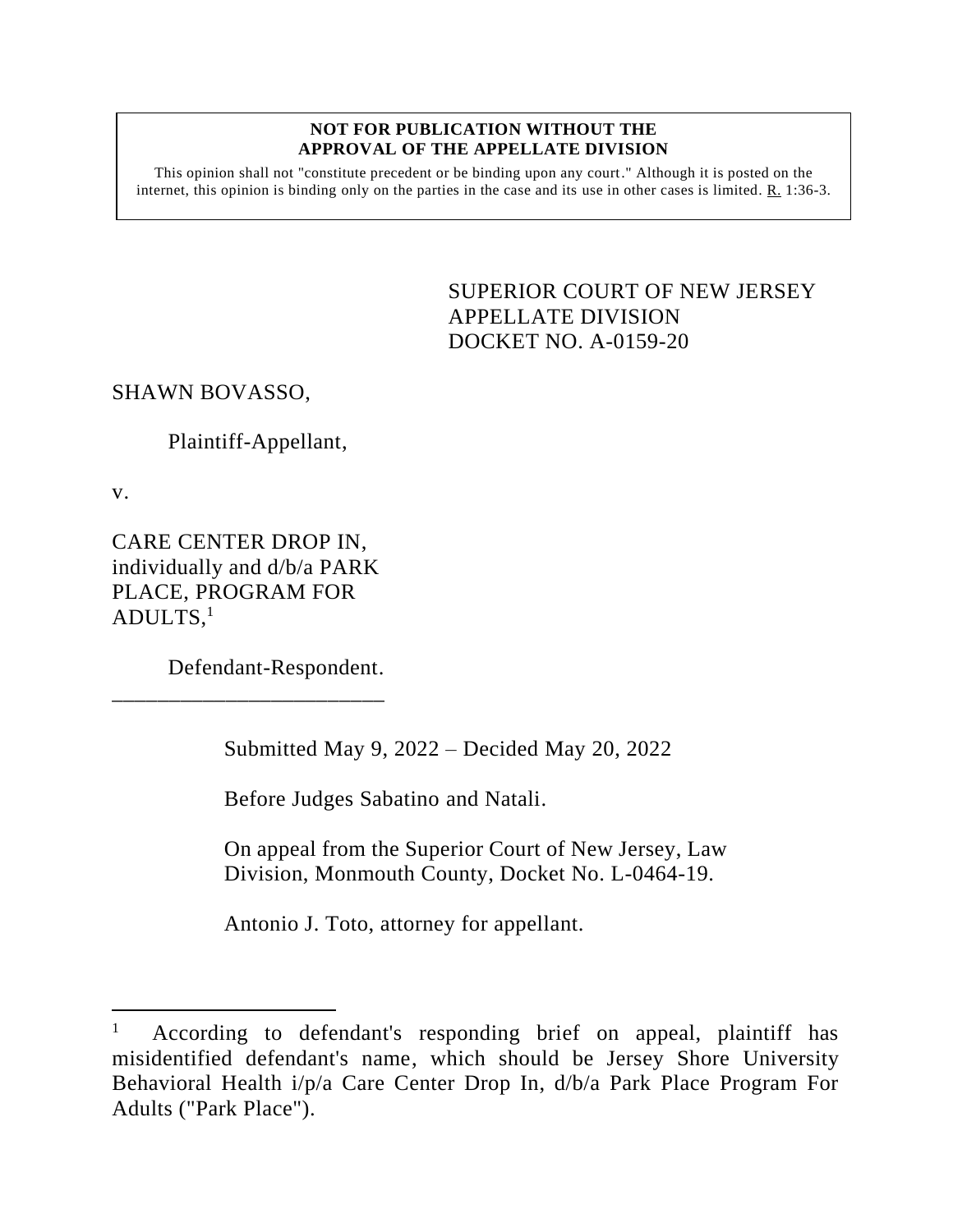**NOT FOR PUBLICATION WITHOUT THE APPROVAL OF THE APPELLATE DIVISION**

This opinion shall not "constitute precedent or be binding upon any court." Although it is posted on the internet, this opinion is binding only on the parties in the case and its use in other cases is limited. R. 1:36-3.

SUPERIOR COURT OF NEW JERSEY
APPELLATE DIVISION
DOCKET NO. A-0159-20

SHAWN BOVASSO,

Plaintiff-Appellant,

v.

CARE CENTER DROP IN, individually and d/b/a PARK PLACE, PROGRAM FOR ADULTS,[1]

Defendant-Respondent.

---

Submitted May 9, 2022 – Decided May 20, 2022

Before Judges Sabatino and Natali.

On appeal from the Superior Court of New Jersey, Law Division, Monmouth County, Docket No. L-0464-19.

Antonio J. Toto, attorney for appellant.

---

[1] According to defendant's responding brief on appeal, plaintiff has misidentified defendant's name, which should be Jersey Shore University Behavioral Health i/p/a Care Center Drop In, d/b/a Park Place Program For Adults ("Park Place").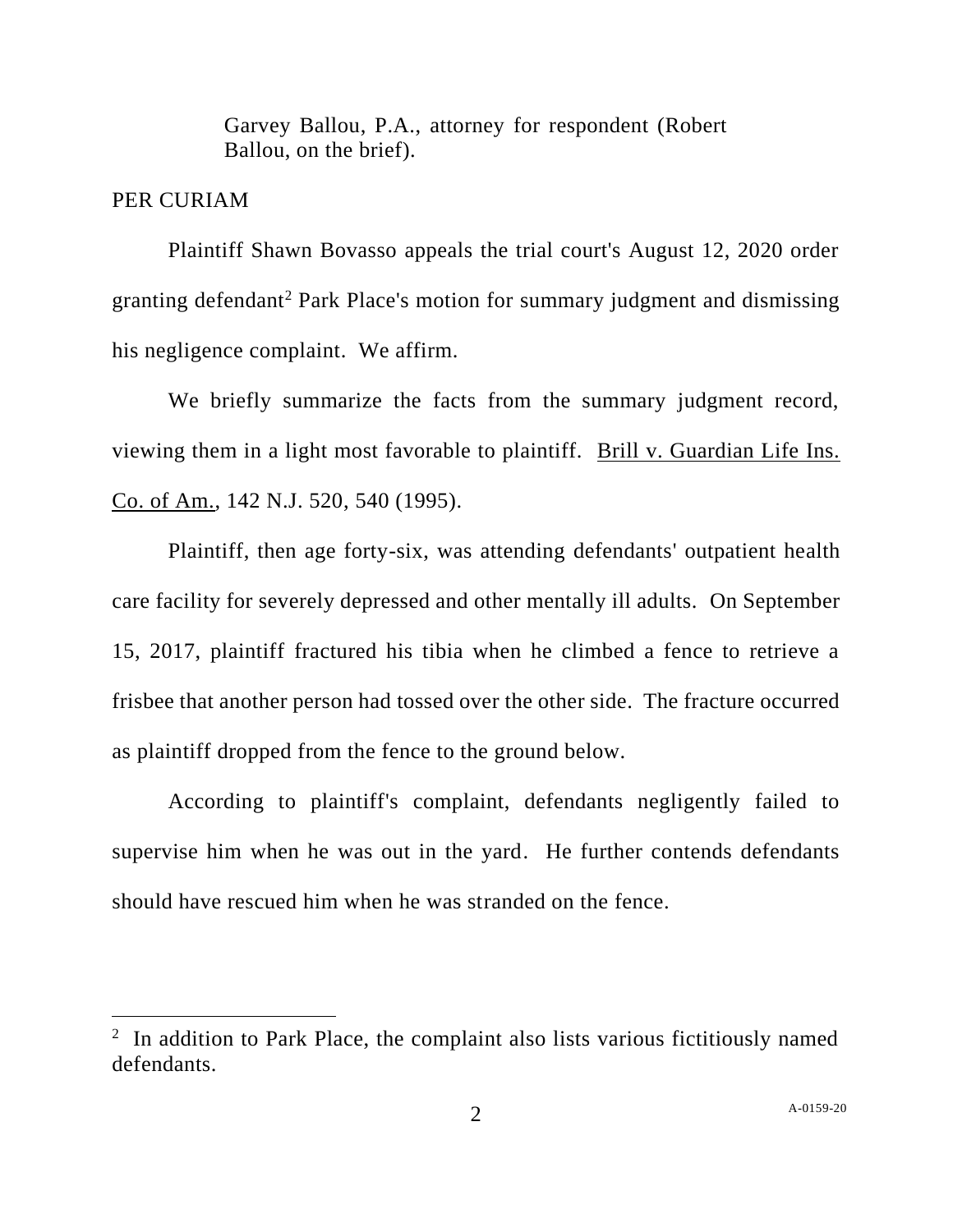Garvey Ballou, P.A., attorney for respondent (Robert Ballou, on the brief).

PER CURIAM

Plaintiff Shawn Bovasso appeals the trial court's August 12, 2020 order granting defendant[2] Park Place's motion for summary judgment and dismissing his negligence complaint. We affirm.

We briefly summarize the facts from the summary judgment record, viewing them in a light most favorable to plaintiff. Brill v. Guardian Life Ins. Co. of Am., 142 N.J. 520, 540 (1995).

Plaintiff, then age forty-six, was attending defendants' outpatient health care facility for severely depressed and other mentally ill adults. On September 15, 2017, plaintiff fractured his tibia when he climbed a fence to retrieve a frisbee that another person had tossed over the other side. The fracture occurred as plaintiff dropped from the fence to the ground below.

According to plaintiff's complaint, defendants negligently failed to supervise him when he was out in the yard. He further contends defendants should have rescued him when he was stranded on the fence.

[2] In addition to Park Place, the complaint also lists various fictitiously named defendants.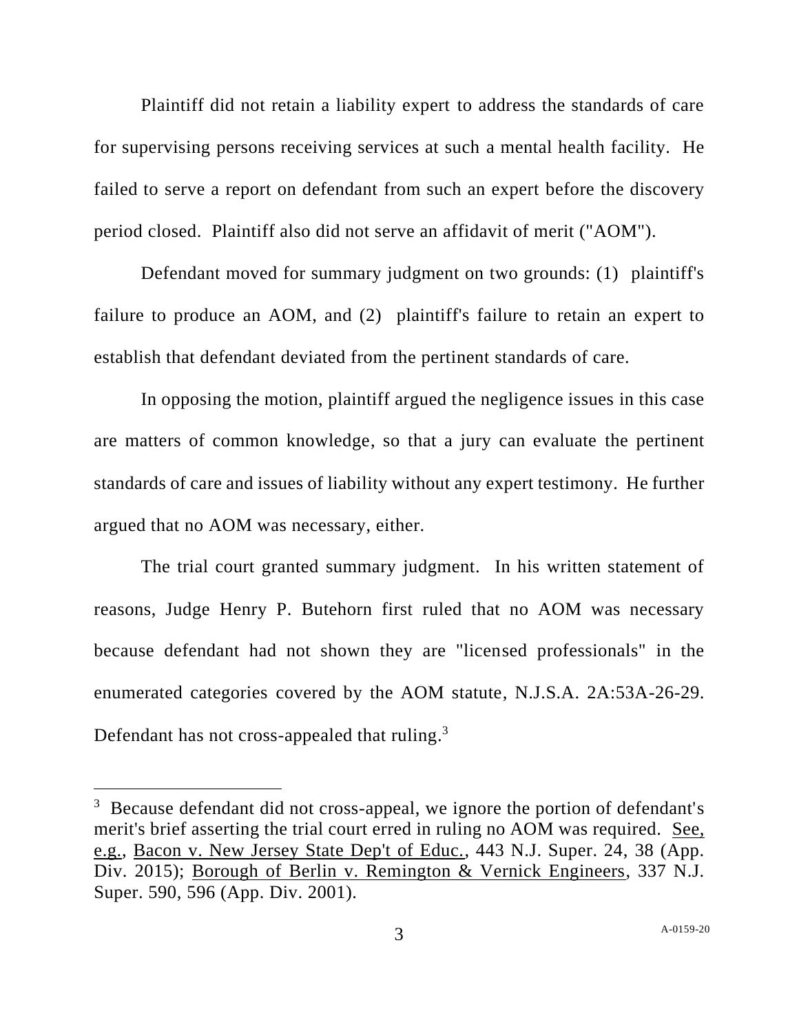Plaintiff did not retain a liability expert to address the standards of care for supervising persons receiving services at such a mental health facility. He failed to serve a report on defendant from such an expert before the discovery period closed. Plaintiff also did not serve an affidavit of merit ("AOM").

Defendant moved for summary judgment on two grounds: (1) plaintiff's failure to produce an AOM, and (2) plaintiff's failure to retain an expert to establish that defendant deviated from the pertinent standards of care.

In opposing the motion, plaintiff argued the negligence issues in this case are matters of common knowledge, so that a jury can evaluate the pertinent standards of care and issues of liability without any expert testimony. He further argued that no AOM was necessary, either.

The trial court granted summary judgment. In his written statement of reasons, Judge Henry P. Butehorn first ruled that no AOM was necessary because defendant had not shown they are "licensed professionals" in the enumerated categories covered by the AOM statute, N.J.S.A. 2A:53A-26-29. Defendant has not cross-appealed that ruling.[3]

---

[3] Because defendant did not cross-appeal, we ignore the portion of defendant's merit's brief asserting the trial court erred in ruling no AOM was required. See, e.g., Bacon v. New Jersey State Dep't of Educ., 443 N.J. Super. 24, 38 (App. Div. 2015); Borough of Berlin v. Remington & Vernick Engineers, 337 N.J. Super. 590, 596 (App. Div. 2001).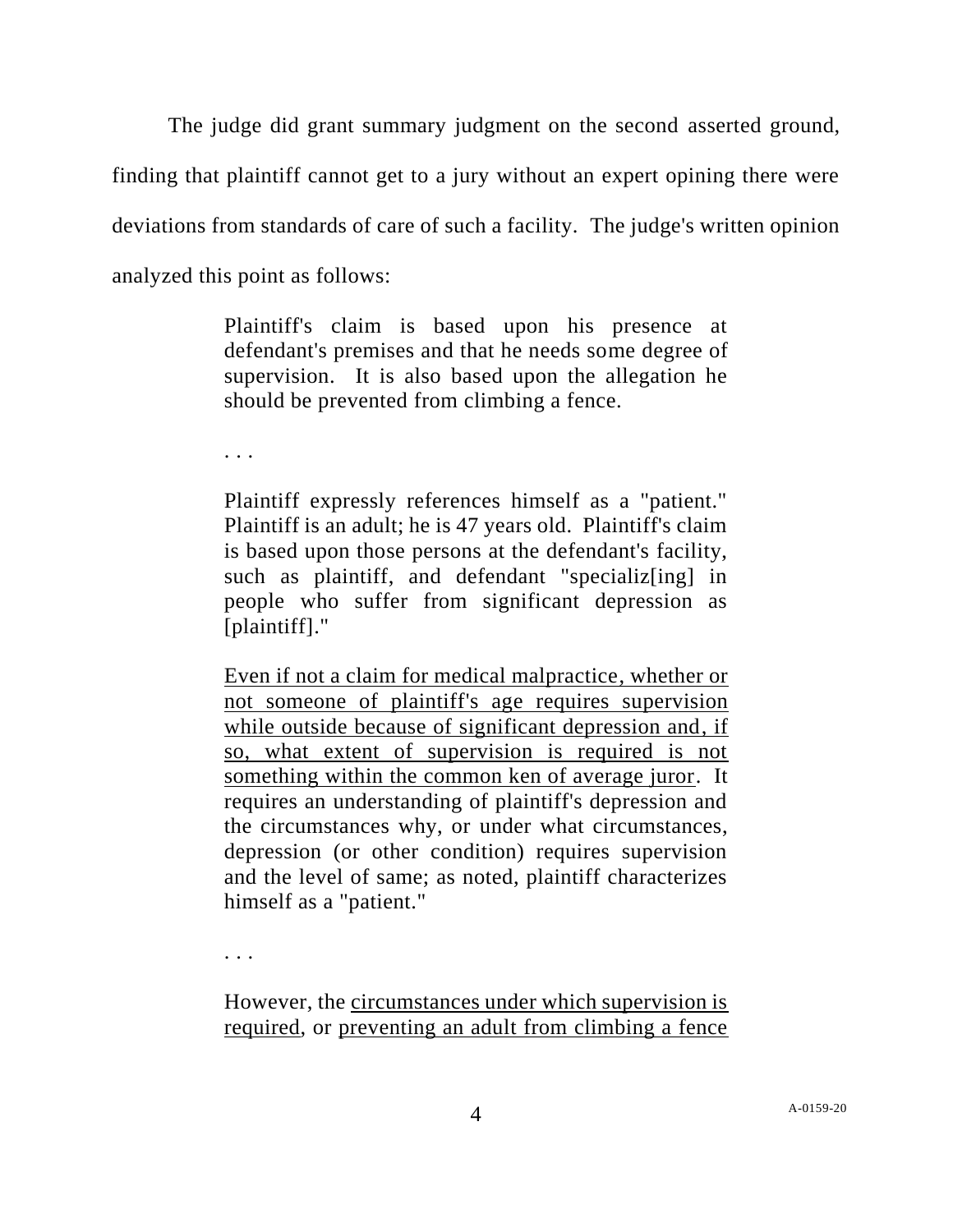The judge did grant summary judgment on the second asserted ground, finding that plaintiff cannot get to a jury without an expert opining there were deviations from standards of care of such a facility. The judge's written opinion analyzed this point as follows:

> Plaintiff's claim is based upon his presence at defendant's premises and that he needs some degree of supervision. It is also based upon the allegation he should be prevented from climbing a fence.
>
> . . .
>
> Plaintiff expressly references himself as a "patient." Plaintiff is an adult; he is 47 years old. Plaintiff's claim is based upon those persons at the defendant's facility, such as plaintiff, and defendant "specializ[ing] in people who suffer from significant depression as [plaintiff]."
>
> <u>Even if not a claim for medical malpractice, whether or not someone of plaintiff's age requires supervision while outside because of significant depression and, if so, what extent of supervision is required is not something within the common ken of average juror</u>. It requires an understanding of plaintiff's depression and the circumstances why, or under what circumstances, depression (or other condition) requires supervision and the level of same; as noted, plaintiff characterizes himself as a "patient."
>
> . . .
>
> However, the <u>circumstances under which supervision is required</u>, or <u>preventing an adult from climbing a fence</u>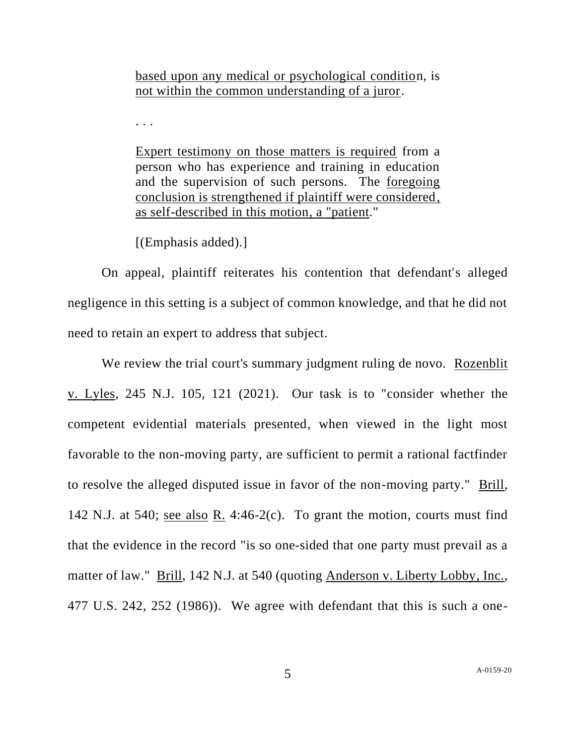> based upon any medical or psychological condition, is not within the common understanding of a juror.
>
> . . .
>
> Expert testimony on those matters is required from a person who has experience and training in education and the supervision of such persons. The foregoing conclusion is strengthened if plaintiff were considered, as self-described in this motion, a "patient."
>
> [(Emphasis added).]

On appeal, plaintiff reiterates his contention that defendant's alleged negligence in this setting is a subject of common knowledge, and that he did not need to retain an expert to address that subject.

We review the trial court's summary judgment ruling de novo. Rozenblit v. Lyles, 245 N.J. 105, 121 (2021). Our task is to "consider whether the competent evidential materials presented, when viewed in the light most favorable to the non-moving party, are sufficient to permit a rational factfinder to resolve the alleged disputed issue in favor of the non-moving party." Brill, 142 N.J. at 540; see also R. 4:46-2(c). To grant the motion, courts must find that the evidence in the record "is so one-sided that one party must prevail as a matter of law." Brill, 142 N.J. at 540 (quoting Anderson v. Liberty Lobby, Inc., 477 U.S. 242, 252 (1986)). We agree with defendant that this is such a one-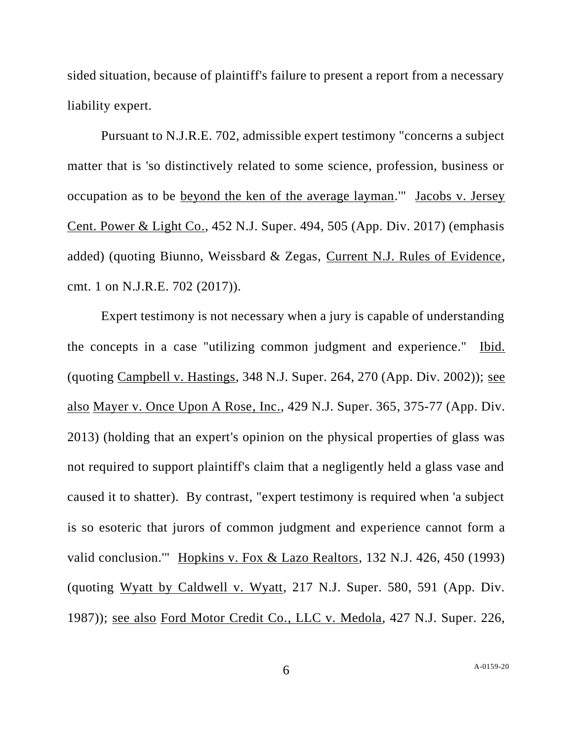sided situation, because of plaintiff's failure to present a report from a necessary liability expert.

Pursuant to N.J.R.E. 702, admissible expert testimony "concerns a subject matter that is 'so distinctively related to some science, profession, business or occupation as to be beyond the ken of the average layman.'" Jacobs v. Jersey Cent. Power & Light Co., 452 N.J. Super. 494, 505 (App. Div. 2017) (emphasis added) (quoting Biunno, Weissbard & Zegas, Current N.J. Rules of Evidence, cmt. 1 on N.J.R.E. 702 (2017)).

Expert testimony is not necessary when a jury is capable of understanding the concepts in a case "utilizing common judgment and experience." Ibid. (quoting Campbell v. Hastings, 348 N.J. Super. 264, 270 (App. Div. 2002)); see also Mayer v. Once Upon A Rose, Inc., 429 N.J. Super. 365, 375-77 (App. Div. 2013) (holding that an expert's opinion on the physical properties of glass was not required to support plaintiff's claim that a negligently held a glass vase and caused it to shatter). By contrast, "expert testimony is required when 'a subject is so esoteric that jurors of common judgment and experience cannot form a valid conclusion.'" Hopkins v. Fox & Lazo Realtors, 132 N.J. 426, 450 (1993) (quoting Wyatt by Caldwell v. Wyatt, 217 N.J. Super. 580, 591 (App. Div. 1987)); see also Ford Motor Credit Co., LLC v. Medola, 427 N.J. Super. 226,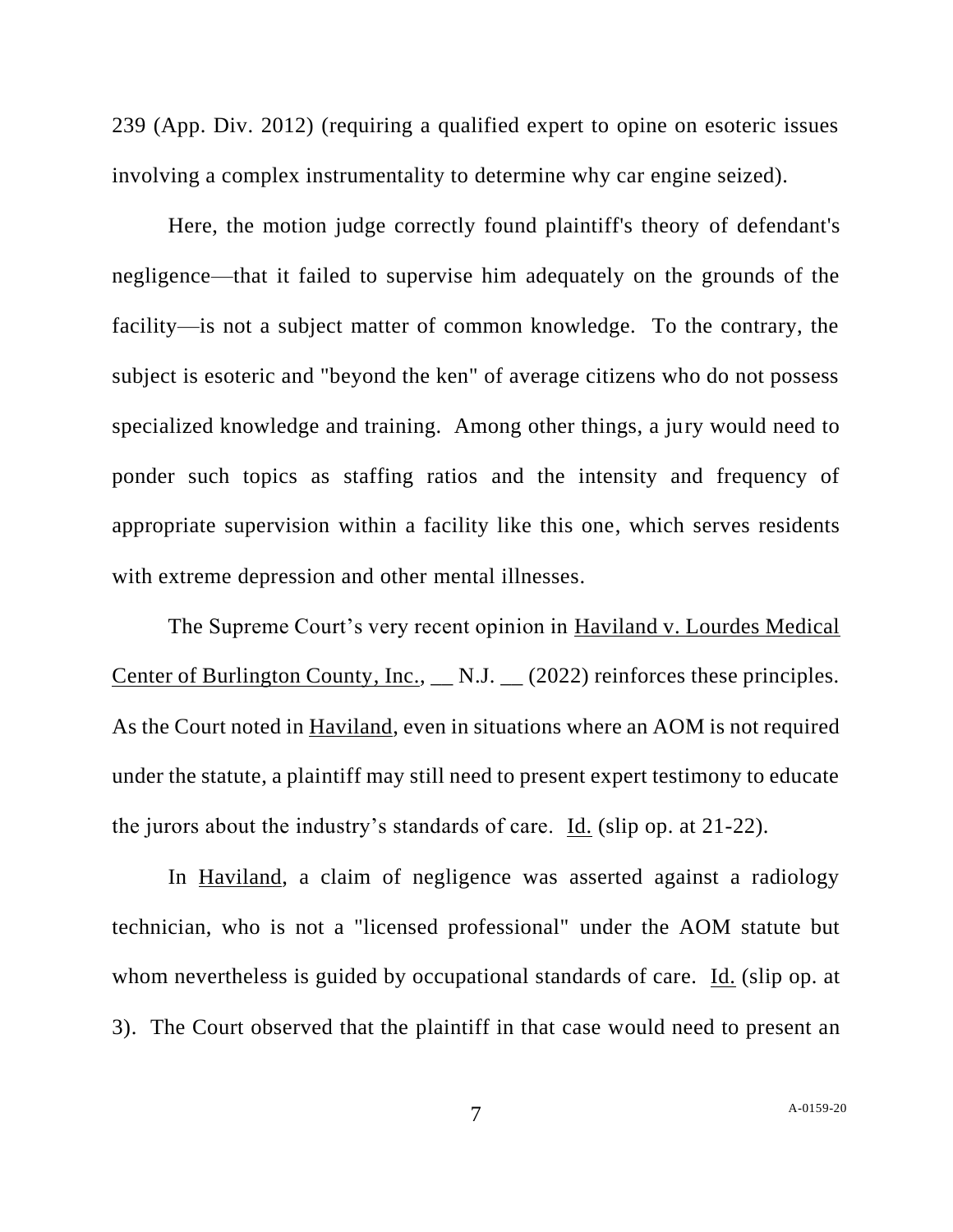239 (App. Div. 2012) (requiring a qualified expert to opine on esoteric issues involving a complex instrumentality to determine why car engine seized).

Here, the motion judge correctly found plaintiff's theory of defendant's negligence—that it failed to supervise him adequately on the grounds of the facility—is not a subject matter of common knowledge. To the contrary, the subject is esoteric and "beyond the ken" of average citizens who do not possess specialized knowledge and training. Among other things, a jury would need to ponder such topics as staffing ratios and the intensity and frequency of appropriate supervision within a facility like this one, which serves residents with extreme depression and other mental illnesses.

The Supreme Court's very recent opinion in Haviland v. Lourdes Medical Center of Burlington County, Inc., __ N.J. __ (2022) reinforces these principles. As the Court noted in Haviland, even in situations where an AOM is not required under the statute, a plaintiff may still need to present expert testimony to educate the jurors about the industry's standards of care. Id. (slip op. at 21-22).

In Haviland, a claim of negligence was asserted against a radiology technician, who is not a "licensed professional" under the AOM statute but whom nevertheless is guided by occupational standards of care. Id. (slip op. at 3). The Court observed that the plaintiff in that case would need to present an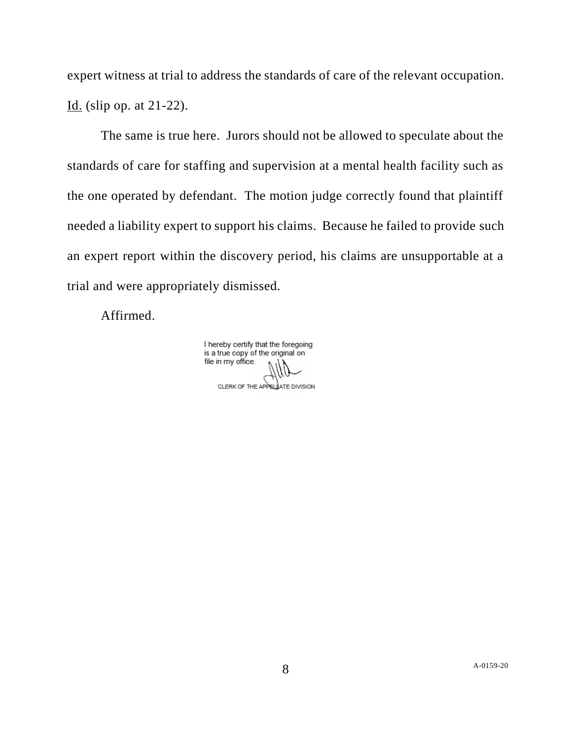expert witness at trial to address the standards of care of the relevant occupation. Id. (slip op. at 21-22).

The same is true here. Jurors should not be allowed to speculate about the standards of care for staffing and supervision at a mental health facility such as the one operated by defendant. The motion judge correctly found that plaintiff needed a liability expert to support his claims. Because he failed to provide such an expert report within the discovery period, his claims are unsupportable at a trial and were appropriately dismissed.

Affirmed.

I hereby certify that the foregoing is a true copy of the original on file in my office.

CLERK OF THE APPELLATE DIVISION